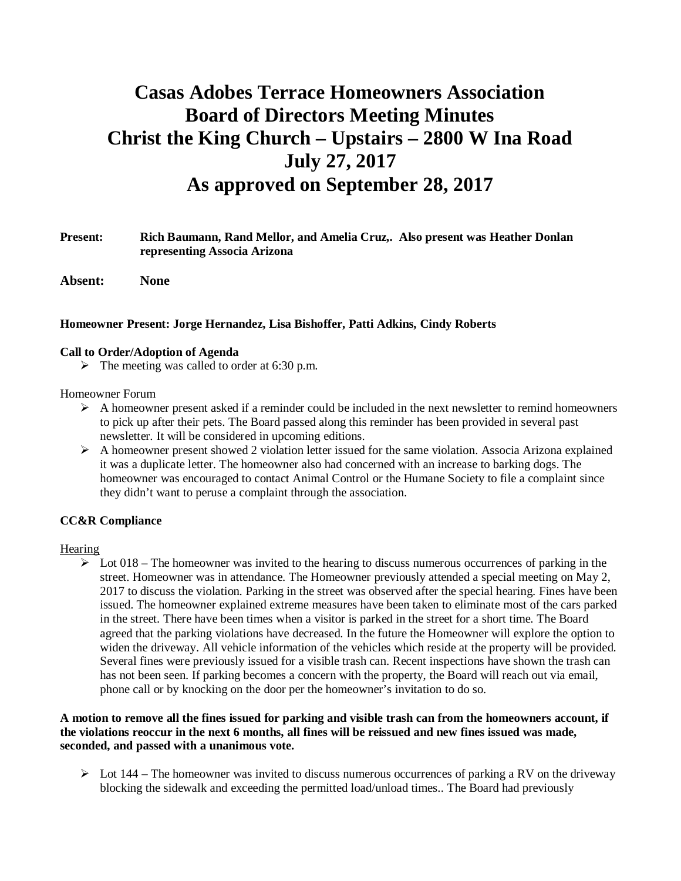# Casas Adobes Terrace Homeowners Association
# Board of Directors Meeting Minutes
# Christ the King Church – Upstairs – 2800 W Ina Road
# July 27, 2017
# As approved on September 28, 2017

**Present:** **Rich Baumann, Rand Mellor, and Amelia Cruz,. Also present was Heather Donlan representing Associa Arizona**

**Absent:** **None**

**Homeowner Present: Jorge Hernandez, Lisa Bishoffer, Patti Adkins, Cindy Roberts**

**Call to Order/Adoption of Agenda**

- The meeting was called to order at 6:30 p.m.

Homeowner Forum

- A homeowner present asked if a reminder could be included in the next newsletter to remind homeowners to pick up after their pets. The Board passed along this reminder has been provided in several past newsletter. It will be considered in upcoming editions.
- A homeowner present showed 2 violation letter issued for the same violation. Associa Arizona explained it was a duplicate letter. The homeowner also had concerned with an increase to barking dogs. The homeowner was encouraged to contact Animal Control or the Humane Society to file a complaint since they didn't want to peruse a complaint through the association.

**CC&R Compliance**

Hearing

- Lot 018 – The homeowner was invited to the hearing to discuss numerous occurrences of parking in the street. Homeowner was in attendance. The Homeowner previously attended a special meeting on May 2, 2017 to discuss the violation. Parking in the street was observed after the special hearing. Fines have been issued. The homeowner explained extreme measures have been taken to eliminate most of the cars parked in the street. There have been times when a visitor is parked in the street for a short time. The Board agreed that the parking violations have decreased. In the future the Homeowner will explore the option to widen the driveway. All vehicle information of the vehicles which reside at the property will be provided. Several fines were previously issued for a visible trash can. Recent inspections have shown the trash can has not been seen. If parking becomes a concern with the property, the Board will reach out via email, phone call or by knocking on the door per the homeowner's invitation to do so.

**A motion to remove all the fines issued for parking and visible trash can from the homeowners account, if the violations reoccur in the next 6 months, all fines will be reissued and new fines issued was made, seconded, and passed with a unanimous vote.**

- Lot 144 **–** The homeowner was invited to discuss numerous occurrences of parking a RV on the driveway blocking the sidewalk and exceeding the permitted load/unload times.. The Board had previously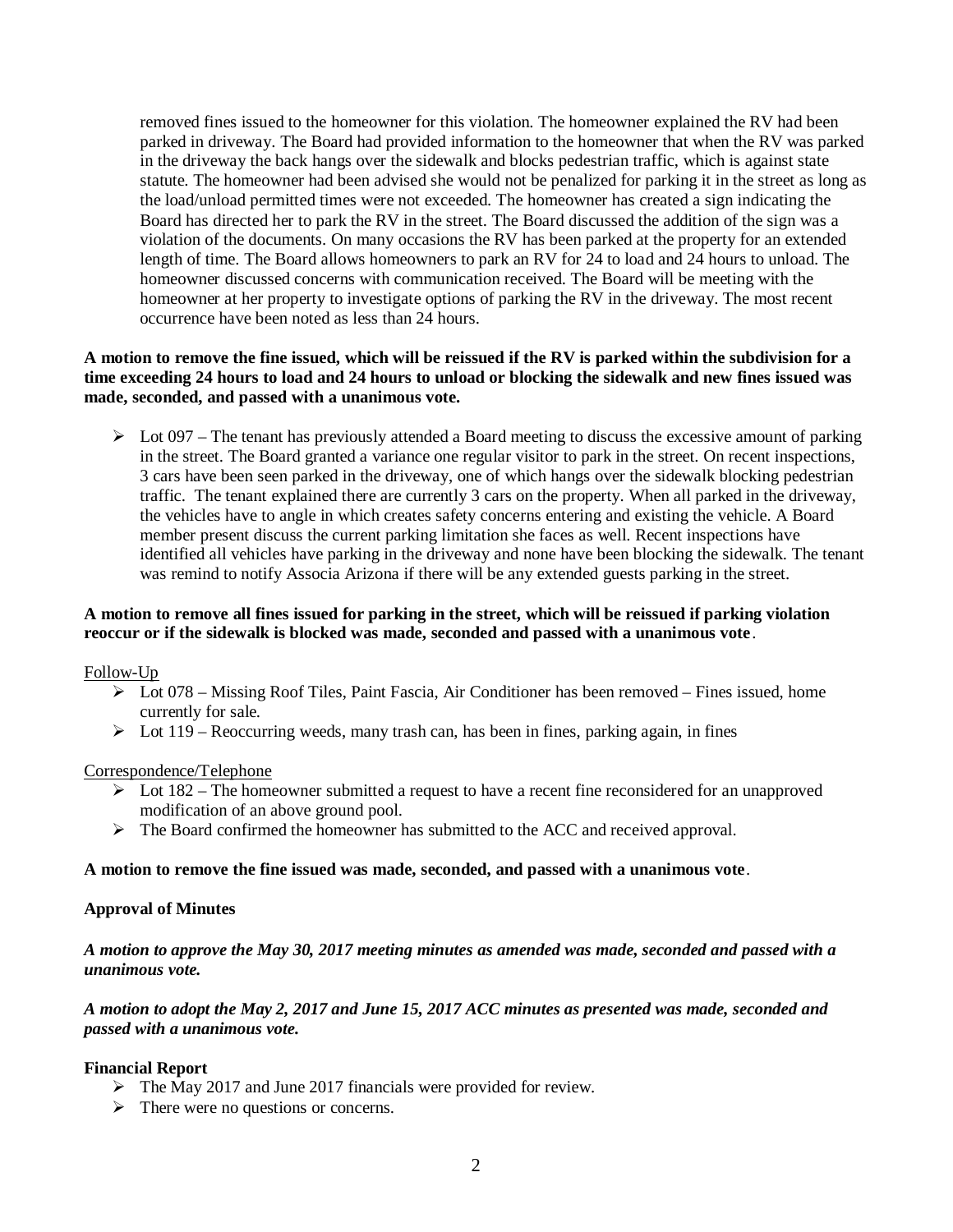removed fines issued to the homeowner for this violation. The homeowner explained the RV had been parked in driveway. The Board had provided information to the homeowner that when the RV was parked in the driveway the back hangs over the sidewalk and blocks pedestrian traffic, which is against state statute. The homeowner had been advised she would not be penalized for parking it in the street as long as the load/unload permitted times were not exceeded. The homeowner has created a sign indicating the Board has directed her to park the RV in the street. The Board discussed the addition of the sign was a violation of the documents. On many occasions the RV has been parked at the property for an extended length of time. The Board allows homeowners to park an RV for 24 to load and 24 hours to unload. The homeowner discussed concerns with communication received. The Board will be meeting with the homeowner at her property to investigate options of parking the RV in the driveway. The most recent occurrence have been noted as less than 24 hours.

**A motion to remove the fine issued, which will be reissued if the RV is parked within the subdivision for a time exceeding 24 hours to load and 24 hours to unload or blocking the sidewalk and new fines issued was made, seconded, and passed with a unanimous vote.**

- Lot 097 – The tenant has previously attended a Board meeting to discuss the excessive amount of parking in the street. The Board granted a variance one regular visitor to park in the street. On recent inspections, 3 cars have been seen parked in the driveway, one of which hangs over the sidewalk blocking pedestrian traffic. The tenant explained there are currently 3 cars on the property. When all parked in the driveway, the vehicles have to angle in which creates safety concerns entering and existing the vehicle. A Board member present discuss the current parking limitation she faces as well. Recent inspections have identified all vehicles have parking in the driveway and none have been blocking the sidewalk. The tenant was remind to notify Associa Arizona if there will be any extended guests parking in the street.

**A motion to remove all fines issued for parking in the street, which will be reissued if parking violation reoccur or if the sidewalk is blocked was made, seconded and passed with a unanimous vote**.

Follow-Up

- Lot 078 – Missing Roof Tiles, Paint Fascia, Air Conditioner has been removed – Fines issued, home currently for sale.
- Lot 119 – Reoccurring weeds, many trash can, has been in fines, parking again, in fines

Correspondence/Telephone

- Lot 182 – The homeowner submitted a request to have a recent fine reconsidered for an unapproved modification of an above ground pool.
- The Board confirmed the homeowner has submitted to the ACC and received approval.

**A motion to remove the fine issued was made, seconded, and passed with a unanimous vote**.

**Approval of Minutes**

***A motion to approve the May 30, 2017 meeting minutes as amended was made, seconded and passed with a unanimous vote.***

***A motion to adopt the May 2, 2017 and June 15, 2017 ACC minutes as presented was made, seconded and passed with a unanimous vote.***

**Financial Report**

- The May 2017 and June 2017 financials were provided for review.
- There were no questions or concerns.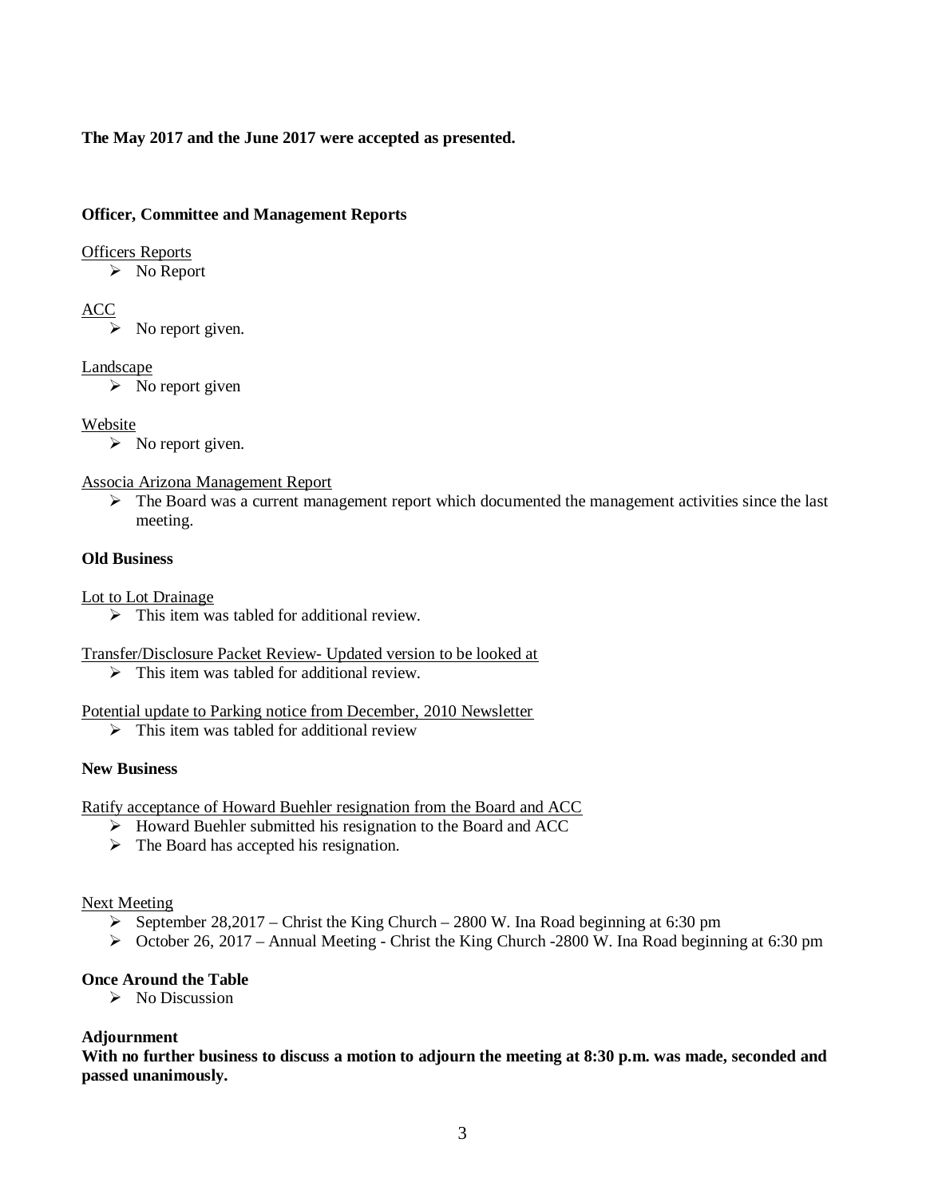**The May 2017 and the June 2017 were accepted as presented.**

**Officer, Committee and Management Reports**

Officers Reports

- No Report

ACC

- No report given.

Landscape

- No report given

Website

- No report given.

Associa Arizona Management Report

- The Board was a current management report which documented the management activities since the last meeting.

**Old Business**

Lot to Lot Drainage

- This item was tabled for additional review.

Transfer/Disclosure Packet Review- Updated version to be looked at

- This item was tabled for additional review.

Potential update to Parking notice from December, 2010 Newsletter

- This item was tabled for additional review

**New Business**

Ratify acceptance of Howard Buehler resignation from the Board and ACC

- Howard Buehler submitted his resignation to the Board and ACC
- The Board has accepted his resignation.

Next Meeting

- September 28,2017 – Christ the King Church – 2800 W. Ina Road beginning at 6:30 pm
- October 26, 2017 – Annual Meeting - Christ the King Church -2800 W. Ina Road beginning at 6:30 pm

**Once Around the Table**

- No Discussion

**Adjournment**

**With no further business to discuss a motion to adjourn the meeting at 8:30 p.m. was made, seconded and passed unanimously.**